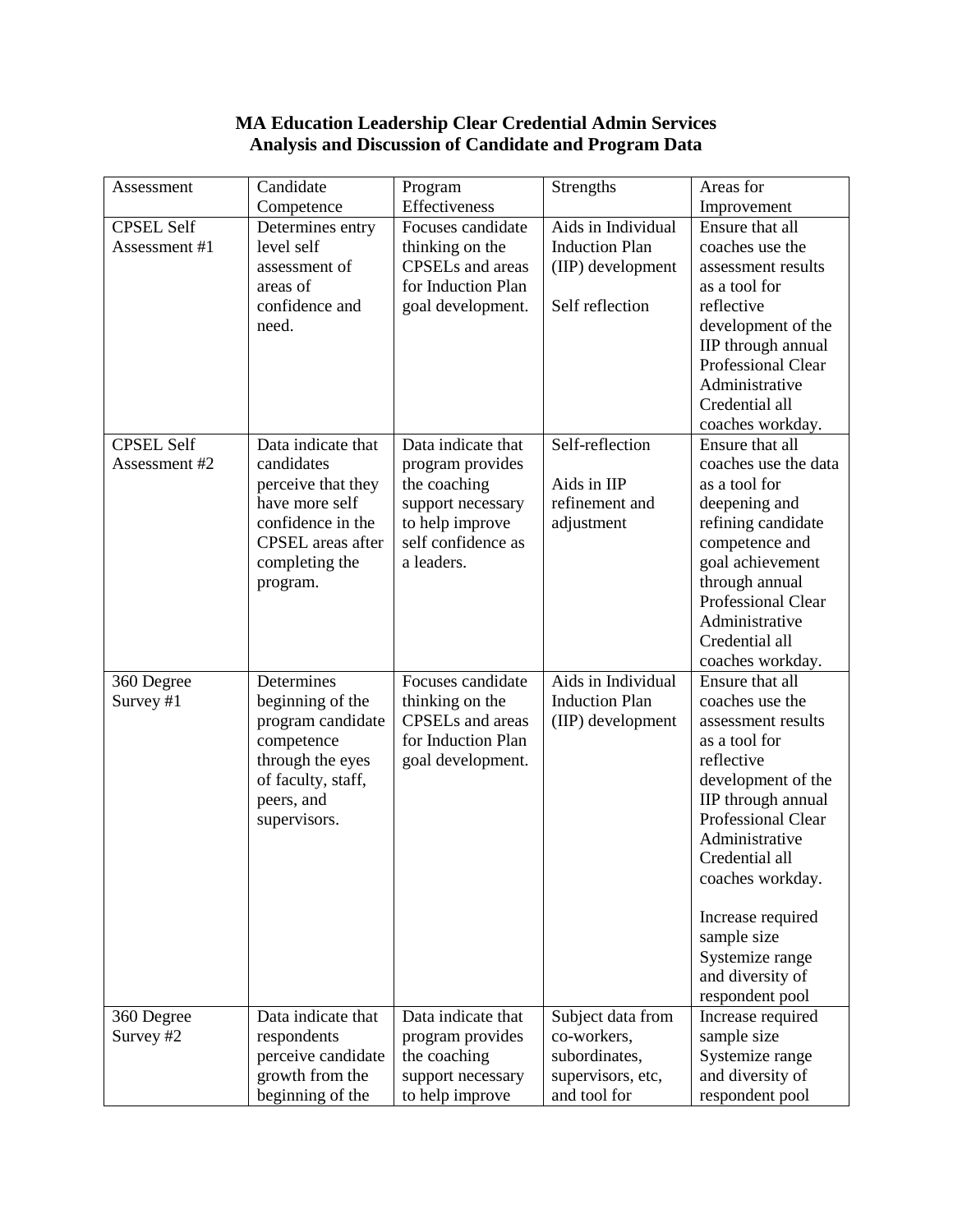# MA Education Leadership Clear Credential Admin Services
## Analysis and Discussion of Candidate and Program Data

| Assessment | Candidate Competence | Program Effectiveness | Strengths | Areas for Improvement |
|---|---|---|---|---|
| CPSEL Self Assessment #1 | Determines entry level self assessment of areas of confidence and need. | Focuses candidate thinking on the CPSELs and areas for Induction Plan goal development. | Aids in Individual Induction Plan (IIP) development<br><br>Self reflection | Ensure that all coaches use the assessment results as a tool for reflective development of the IIP through annual Professional Clear Administrative Credential all coaches workday. |
| CPSEL Self Assessment #2 | Data indicate that candidates perceive that they have more self confidence in the CPSEL areas after completing the program. | Data indicate that program provides the coaching support necessary to help improve self confidence as a leaders. | Self-reflection<br><br>Aids in IIP refinement and adjustment | Ensure that all coaches use the data as a tool for deepening and refining candidate competence and goal achievement through annual Professional Clear Administrative Credential all coaches workday. |
| 360 Degree Survey #1 | Determines beginning of the program candidate competence through the eyes of faculty, staff, peers, and supervisors. | Focuses candidate thinking on the CPSELs and areas for Induction Plan goal development. | Aids in Individual Induction Plan (IIP) development | Ensure that all coaches use the assessment results as a tool for reflective development of the IIP through annual Professional Clear Administrative Credential all coaches workday.<br><br>Increase required sample size<br>Systemize range and diversity of respondent pool |
| 360 Degree Survey #2 | Data indicate that respondents perceive candidate growth from the beginning of the | Data indicate that program provides the coaching support necessary to help improve | Subject data from co-workers, subordinates, supervisors, etc, and tool for | Increase required sample size<br>Systemize range and diversity of respondent pool |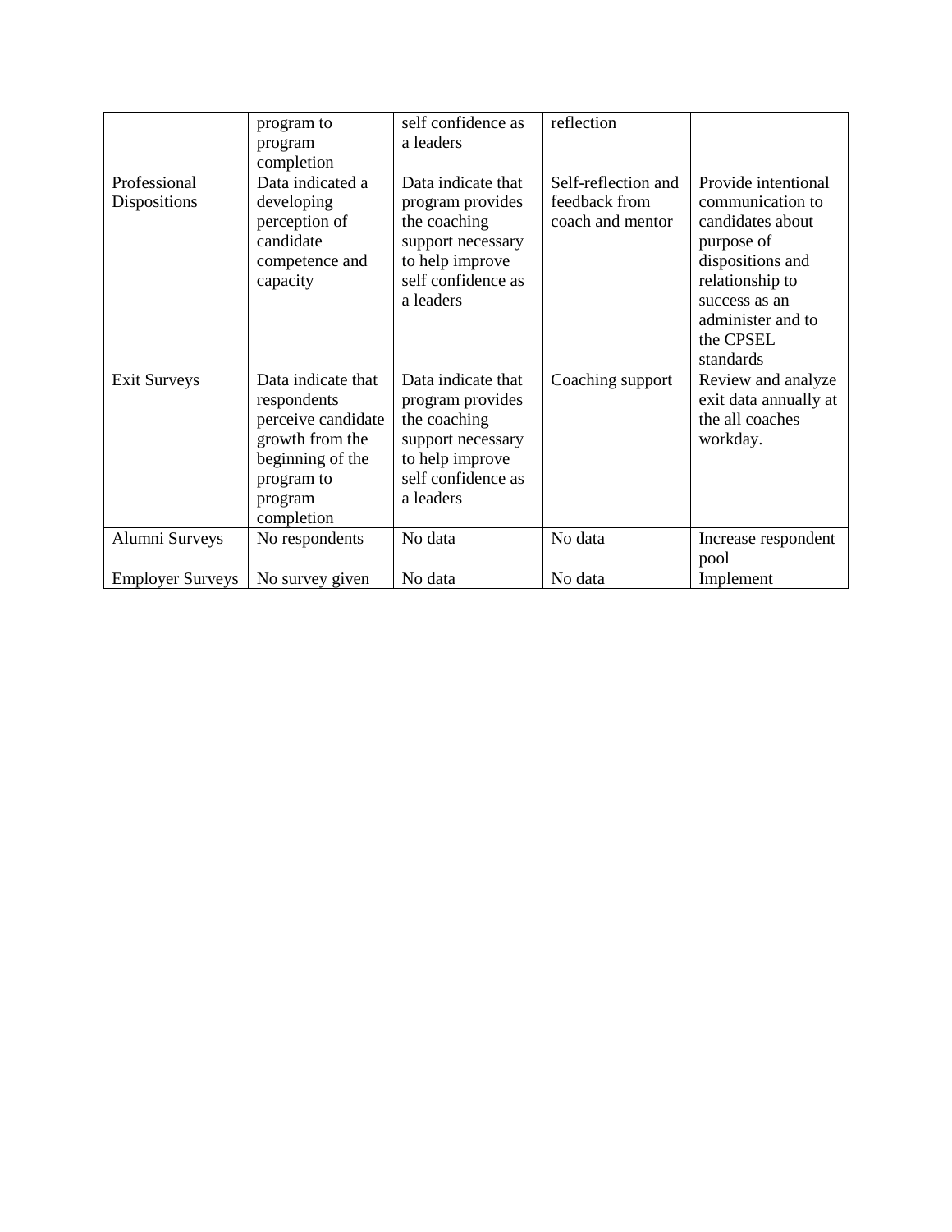| | program to program completion | self confidence as a leaders | reflection | |
|---|---|---|---|---|
| Professional Dispositions | Data indicated a developing perception of candidate competence and capacity | Data indicate that program provides the coaching support necessary to help improve self confidence as a leaders | Self-reflection and feedback from coach and mentor | Provide intentional communication to candidates about purpose of dispositions and relationship to success as an administer and to the CPSEL standards |
| Exit Surveys | Data indicate that respondents perceive candidate growth from the beginning of the program to program completion | Data indicate that program provides the coaching support necessary to help improve self confidence as a leaders | Coaching support | Review and analyze exit data annually at the all coaches workday. |
| Alumni Surveys | No respondents | No data | No data | Increase respondent pool |
| Employer Surveys | No survey given | No data | No data | Implement |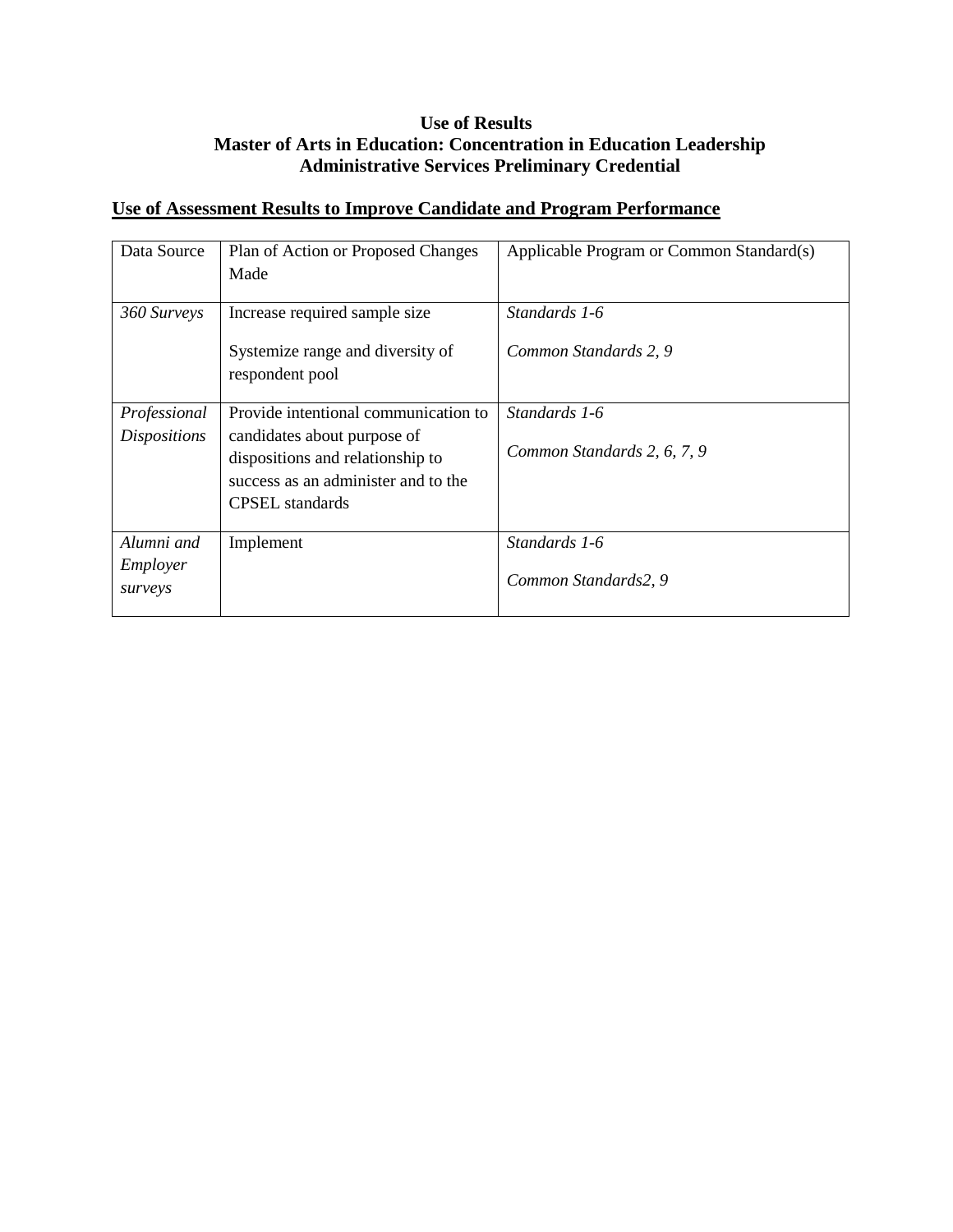**Use of Results**
**Master of Arts in Education: Concentration in Education Leadership**
**Administrative Services Preliminary Credential**

**Use of Assessment Results to Improve Candidate and Program Performance**

| Data Source | Plan of Action or Proposed Changes Made | Applicable Program or Common Standard(s) |
|---|---|---|
| *360 Surveys* | Increase required sample size<br><br>Systemize range and diversity of respondent pool | *Standards 1-6*<br><br>*Common Standards 2, 9* |
| *Professional Dispositions* | Provide intentional communication to candidates about purpose of dispositions and relationship to success as an administer and to the CPSEL standards | *Standards 1-6*<br><br>*Common Standards 2, 6, 7, 9* |
| *Alumni and Employer surveys* | Implement | *Standards 1-6*<br><br>*Common Standards2, 9* |